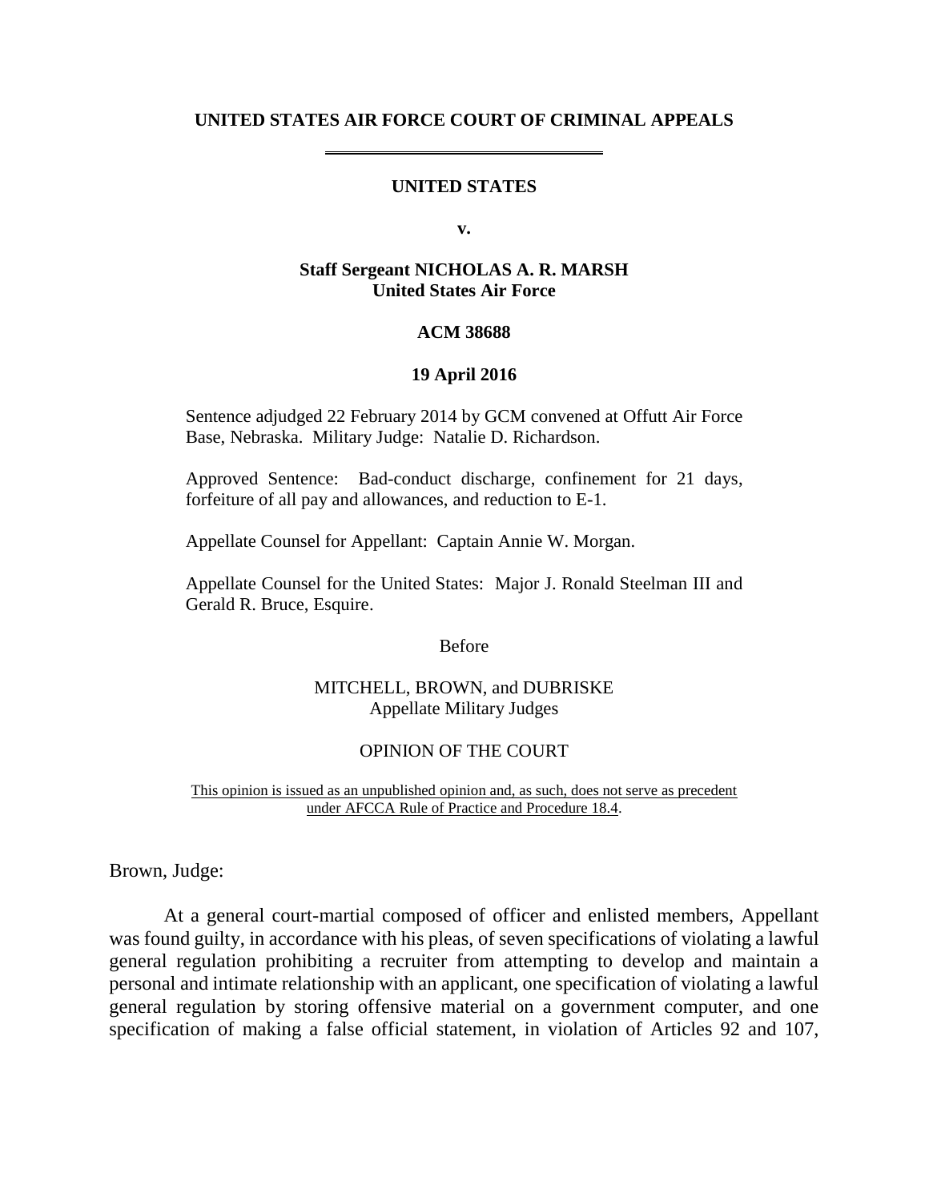**UNITED STATES AIR FORCE COURT OF CRIMINAL APPEALS**

---

**UNITED STATES**

**v.**

**Staff Sergeant NICHOLAS A. R. MARSH**
**United States Air Force**

**ACM 38688**

**19 April 2016**

Sentence adjudged 22 February 2014 by GCM convened at Offutt Air Force Base, Nebraska. Military Judge: Natalie D. Richardson.

Approved Sentence: Bad-conduct discharge, confinement for 21 days, forfeiture of all pay and allowances, and reduction to E-1.

Appellate Counsel for Appellant: Captain Annie W. Morgan.

Appellate Counsel for the United States: Major J. Ronald Steelman III and Gerald R. Bruce, Esquire.

Before

MITCHELL, BROWN, and DUBRISKE
Appellate Military Judges

OPINION OF THE COURT

This opinion is issued as an unpublished opinion and, as such, does not serve as precedent under AFCCA Rule of Practice and Procedure 18.4.

Brown, Judge:

At a general court-martial composed of officer and enlisted members, Appellant was found guilty, in accordance with his pleas, of seven specifications of violating a lawful general regulation prohibiting a recruiter from attempting to develop and maintain a personal and intimate relationship with an applicant, one specification of violating a lawful general regulation by storing offensive material on a government computer, and one specification of making a false official statement, in violation of Articles 92 and 107,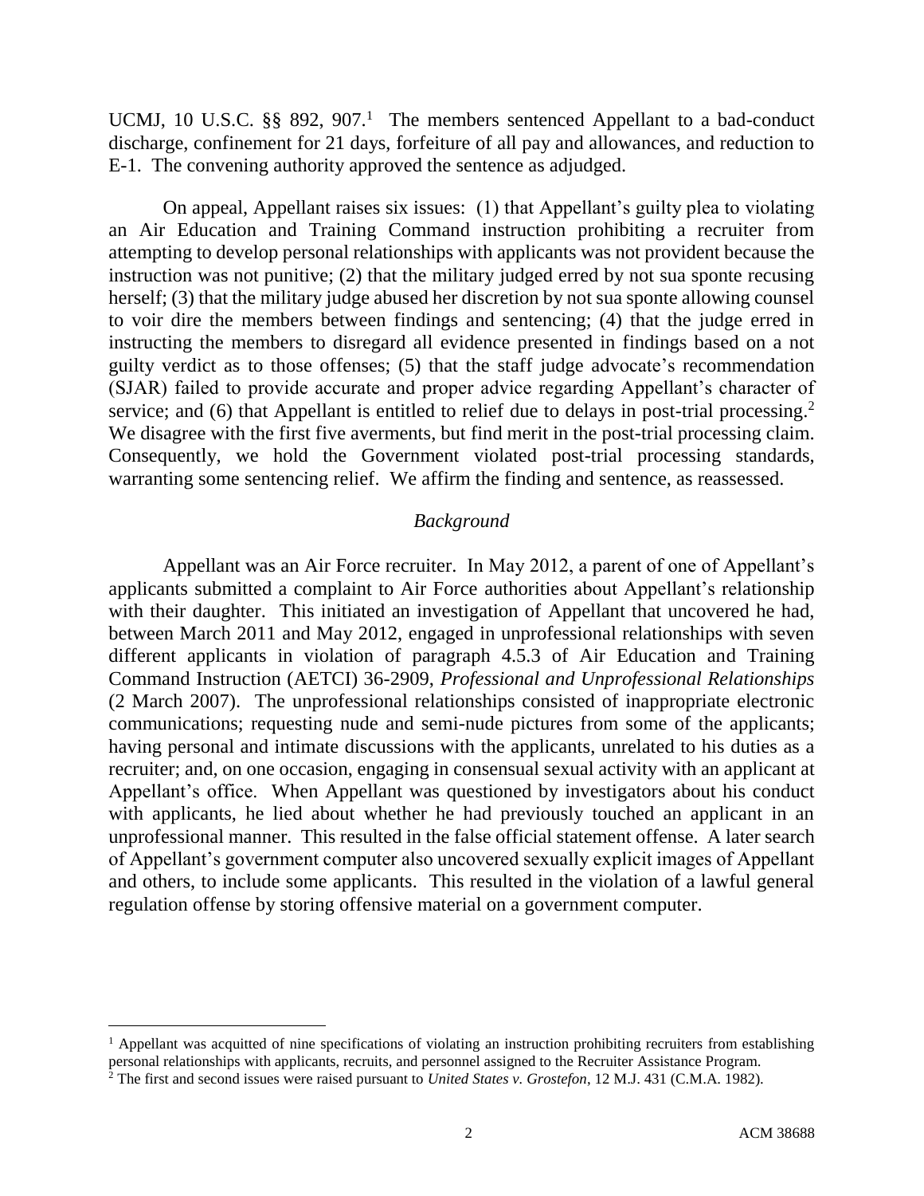UCMJ, 10 U.S.C. §§ 892, 907.[1] The members sentenced Appellant to a bad-conduct discharge, confinement for 21 days, forfeiture of all pay and allowances, and reduction to E-1. The convening authority approved the sentence as adjudged.

On appeal, Appellant raises six issues: (1) that Appellant's guilty plea to violating an Air Education and Training Command instruction prohibiting a recruiter from attempting to develop personal relationships with applicants was not provident because the instruction was not punitive; (2) that the military judged erred by not sua sponte recusing herself; (3) that the military judge abused her discretion by not sua sponte allowing counsel to voir dire the members between findings and sentencing; (4) that the judge erred in instructing the members to disregard all evidence presented in findings based on a not guilty verdict as to those offenses; (5) that the staff judge advocate's recommendation (SJAR) failed to provide accurate and proper advice regarding Appellant's character of service; and (6) that Appellant is entitled to relief due to delays in post-trial processing.[2] We disagree with the first five averments, but find merit in the post-trial processing claim. Consequently, we hold the Government violated post-trial processing standards, warranting some sentencing relief. We affirm the finding and sentence, as reassessed.

## *Background*

Appellant was an Air Force recruiter. In May 2012, a parent of one of Appellant's applicants submitted a complaint to Air Force authorities about Appellant's relationship with their daughter. This initiated an investigation of Appellant that uncovered he had, between March 2011 and May 2012, engaged in unprofessional relationships with seven different applicants in violation of paragraph 4.5.3 of Air Education and Training Command Instruction (AETCI) 36-2909, *Professional and Unprofessional Relationships* (2 March 2007). The unprofessional relationships consisted of inappropriate electronic communications; requesting nude and semi-nude pictures from some of the applicants; having personal and intimate discussions with the applicants, unrelated to his duties as a recruiter; and, on one occasion, engaging in consensual sexual activity with an applicant at Appellant's office. When Appellant was questioned by investigators about his conduct with applicants, he lied about whether he had previously touched an applicant in an unprofessional manner. This resulted in the false official statement offense. A later search of Appellant's government computer also uncovered sexually explicit images of Appellant and others, to include some applicants. This resulted in the violation of a lawful general regulation offense by storing offensive material on a government computer.

---

[1] Appellant was acquitted of nine specifications of violating an instruction prohibiting recruiters from establishing personal relationships with applicants, recruits, and personnel assigned to the Recruiter Assistance Program.

[2] The first and second issues were raised pursuant to *United States v. Grostefon*, 12 M.J. 431 (C.M.A. 1982).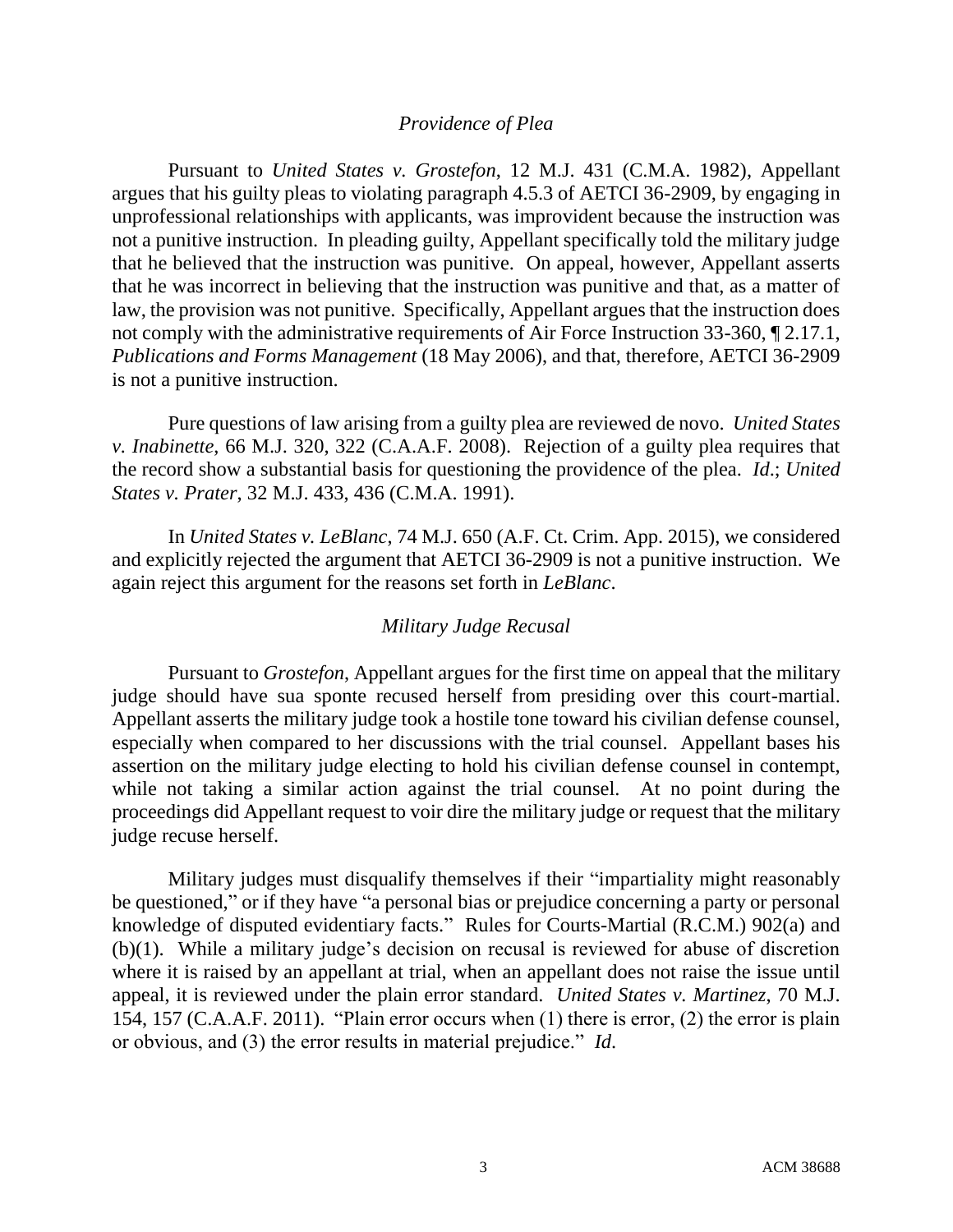### *Providence of Plea*

Pursuant to *United States v. Grostefon*, 12 M.J. 431 (C.M.A. 1982), Appellant argues that his guilty pleas to violating paragraph 4.5.3 of AETCI 36-2909, by engaging in unprofessional relationships with applicants, was improvident because the instruction was not a punitive instruction. In pleading guilty, Appellant specifically told the military judge that he believed that the instruction was punitive. On appeal, however, Appellant asserts that he was incorrect in believing that the instruction was punitive and that, as a matter of law, the provision was not punitive. Specifically, Appellant argues that the instruction does not comply with the administrative requirements of Air Force Instruction 33-360, ¶ 2.17.1, *Publications and Forms Management* (18 May 2006), and that, therefore, AETCI 36-2909 is not a punitive instruction.

Pure questions of law arising from a guilty plea are reviewed de novo. *United States v. Inabinette*, 66 M.J. 320, 322 (C.A.A.F. 2008). Rejection of a guilty plea requires that the record show a substantial basis for questioning the providence of the plea. *Id*.; *United States v. Prater*, 32 M.J. 433, 436 (C.M.A. 1991).

In *United States v. LeBlanc*, 74 M.J. 650 (A.F. Ct. Crim. App. 2015), we considered and explicitly rejected the argument that AETCI 36-2909 is not a punitive instruction. We again reject this argument for the reasons set forth in *LeBlanc*.

### *Military Judge Recusal*

Pursuant to *Grostefon*, Appellant argues for the first time on appeal that the military judge should have sua sponte recused herself from presiding over this court-martial. Appellant asserts the military judge took a hostile tone toward his civilian defense counsel, especially when compared to her discussions with the trial counsel. Appellant bases his assertion on the military judge electing to hold his civilian defense counsel in contempt, while not taking a similar action against the trial counsel. At no point during the proceedings did Appellant request to voir dire the military judge or request that the military judge recuse herself.

Military judges must disqualify themselves if their "impartiality might reasonably be questioned," or if they have "a personal bias or prejudice concerning a party or personal knowledge of disputed evidentiary facts." Rules for Courts-Martial (R.C.M.) 902(a) and (b)(1). While a military judge's decision on recusal is reviewed for abuse of discretion where it is raised by an appellant at trial, when an appellant does not raise the issue until appeal, it is reviewed under the plain error standard. *United States v. Martinez*, 70 M.J. 154, 157 (C.A.A.F. 2011). "Plain error occurs when (1) there is error, (2) the error is plain or obvious, and (3) the error results in material prejudice." *Id*.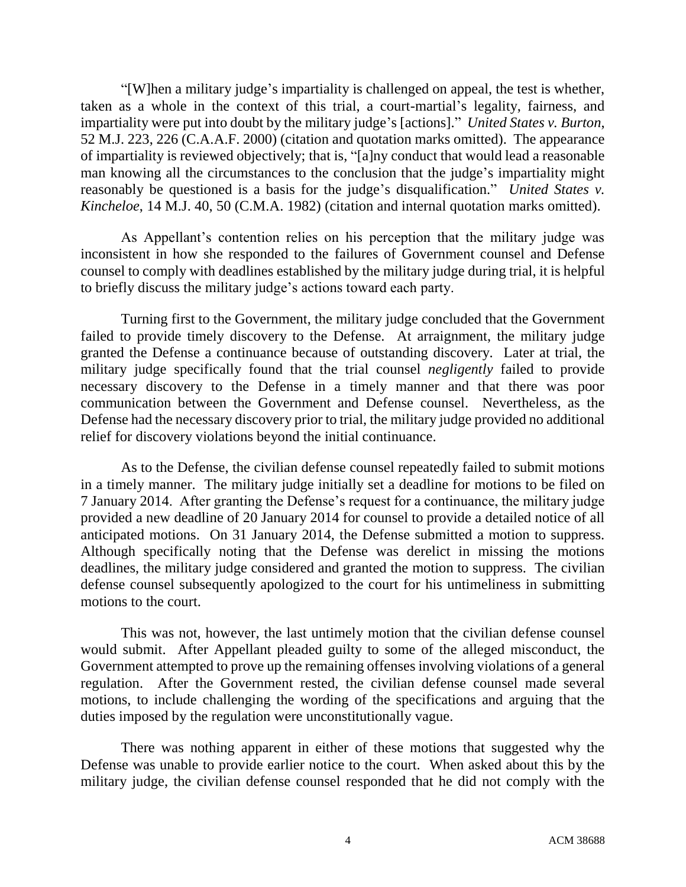"[W]hen a military judge's impartiality is challenged on appeal, the test is whether, taken as a whole in the context of this trial, a court-martial's legality, fairness, and impartiality were put into doubt by the military judge's [actions]." *United States v. Burton*, 52 M.J. 223, 226 (C.A.A.F. 2000) (citation and quotation marks omitted). The appearance of impartiality is reviewed objectively; that is, "[a]ny conduct that would lead a reasonable man knowing all the circumstances to the conclusion that the judge's impartiality might reasonably be questioned is a basis for the judge's disqualification." *United States v. Kincheloe*, 14 M.J. 40, 50 (C.M.A. 1982) (citation and internal quotation marks omitted).

As Appellant's contention relies on his perception that the military judge was inconsistent in how she responded to the failures of Government counsel and Defense counsel to comply with deadlines established by the military judge during trial, it is helpful to briefly discuss the military judge's actions toward each party.

Turning first to the Government, the military judge concluded that the Government failed to provide timely discovery to the Defense. At arraignment, the military judge granted the Defense a continuance because of outstanding discovery. Later at trial, the military judge specifically found that the trial counsel *negligently* failed to provide necessary discovery to the Defense in a timely manner and that there was poor communication between the Government and Defense counsel. Nevertheless, as the Defense had the necessary discovery prior to trial, the military judge provided no additional relief for discovery violations beyond the initial continuance.

As to the Defense, the civilian defense counsel repeatedly failed to submit motions in a timely manner. The military judge initially set a deadline for motions to be filed on 7 January 2014. After granting the Defense's request for a continuance, the military judge provided a new deadline of 20 January 2014 for counsel to provide a detailed notice of all anticipated motions. On 31 January 2014, the Defense submitted a motion to suppress. Although specifically noting that the Defense was derelict in missing the motions deadlines, the military judge considered and granted the motion to suppress. The civilian defense counsel subsequently apologized to the court for his untimeliness in submitting motions to the court.

This was not, however, the last untimely motion that the civilian defense counsel would submit. After Appellant pleaded guilty to some of the alleged misconduct, the Government attempted to prove up the remaining offenses involving violations of a general regulation. After the Government rested, the civilian defense counsel made several motions, to include challenging the wording of the specifications and arguing that the duties imposed by the regulation were unconstitutionally vague.

There was nothing apparent in either of these motions that suggested why the Defense was unable to provide earlier notice to the court. When asked about this by the military judge, the civilian defense counsel responded that he did not comply with the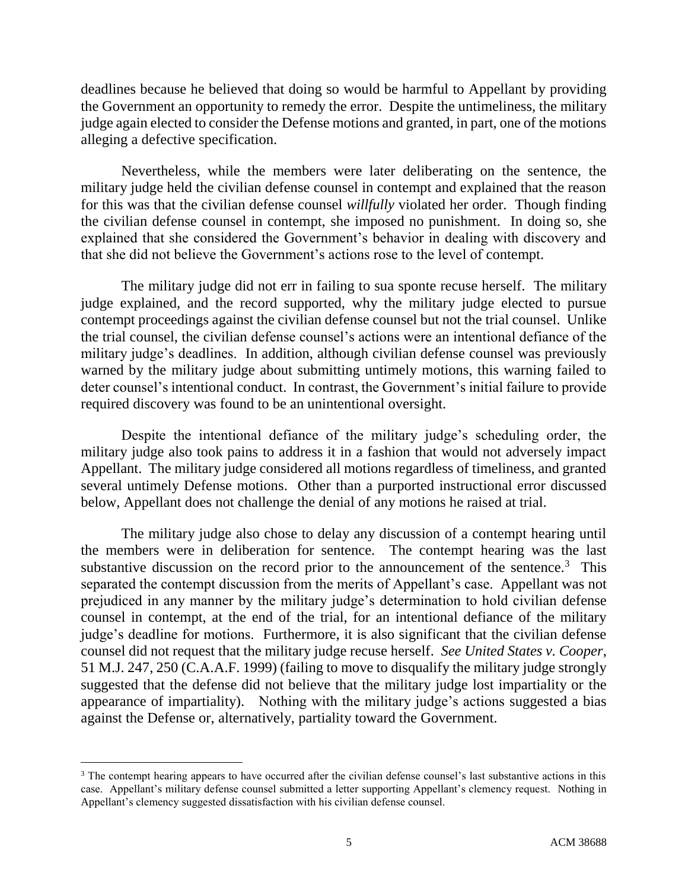deadlines because he believed that doing so would be harmful to Appellant by providing the Government an opportunity to remedy the error. Despite the untimeliness, the military judge again elected to consider the Defense motions and granted, in part, one of the motions alleging a defective specification.

Nevertheless, while the members were later deliberating on the sentence, the military judge held the civilian defense counsel in contempt and explained that the reason for this was that the civilian defense counsel *willfully* violated her order. Though finding the civilian defense counsel in contempt, she imposed no punishment. In doing so, she explained that she considered the Government's behavior in dealing with discovery and that she did not believe the Government's actions rose to the level of contempt.

The military judge did not err in failing to sua sponte recuse herself. The military judge explained, and the record supported, why the military judge elected to pursue contempt proceedings against the civilian defense counsel but not the trial counsel. Unlike the trial counsel, the civilian defense counsel's actions were an intentional defiance of the military judge's deadlines. In addition, although civilian defense counsel was previously warned by the military judge about submitting untimely motions, this warning failed to deter counsel's intentional conduct. In contrast, the Government's initial failure to provide required discovery was found to be an unintentional oversight.

Despite the intentional defiance of the military judge's scheduling order, the military judge also took pains to address it in a fashion that would not adversely impact Appellant. The military judge considered all motions regardless of timeliness, and granted several untimely Defense motions. Other than a purported instructional error discussed below, Appellant does not challenge the denial of any motions he raised at trial.

The military judge also chose to delay any discussion of a contempt hearing until the members were in deliberation for sentence. The contempt hearing was the last substantive discussion on the record prior to the announcement of the sentence.[3] This separated the contempt discussion from the merits of Appellant's case. Appellant was not prejudiced in any manner by the military judge's determination to hold civilian defense counsel in contempt, at the end of the trial, for an intentional defiance of the military judge's deadline for motions. Furthermore, it is also significant that the civilian defense counsel did not request that the military judge recuse herself. *See United States v. Cooper*, 51 M.J. 247, 250 (C.A.A.F. 1999) (failing to move to disqualify the military judge strongly suggested that the defense did not believe that the military judge lost impartiality or the appearance of impartiality). Nothing with the military judge's actions suggested a bias against the Defense or, alternatively, partiality toward the Government.

---

[3] The contempt hearing appears to have occurred after the civilian defense counsel's last substantive actions in this case. Appellant's military defense counsel submitted a letter supporting Appellant's clemency request. Nothing in Appellant's clemency suggested dissatisfaction with his civilian defense counsel.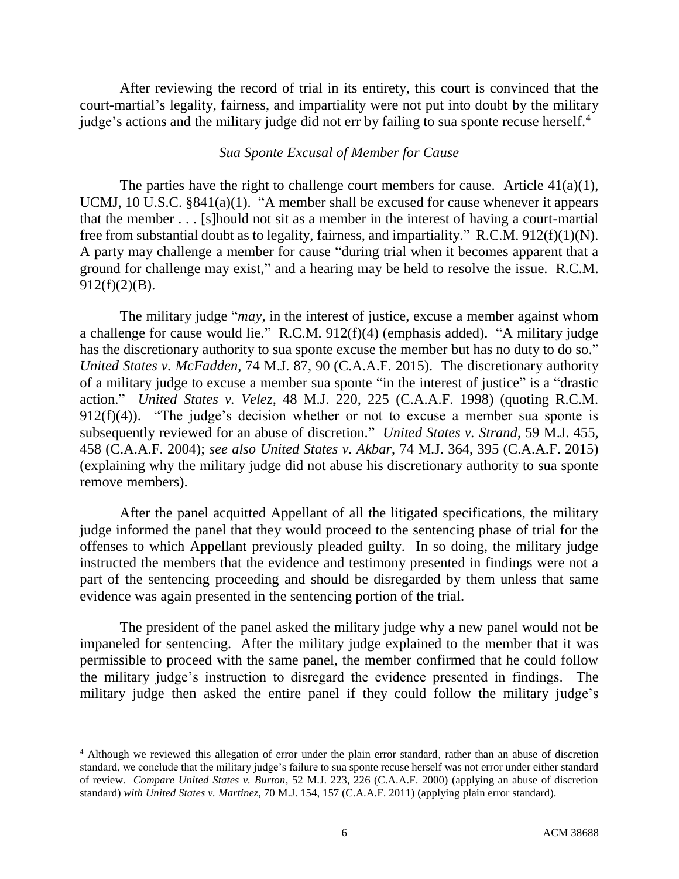After reviewing the record of trial in its entirety, this court is convinced that the court-martial's legality, fairness, and impartiality were not put into doubt by the military judge's actions and the military judge did not err by failing to sua sponte recuse herself.[4]

### *Sua Sponte Excusal of Member for Cause*

The parties have the right to challenge court members for cause. Article 41(a)(1), UCMJ, 10 U.S.C. §841(a)(1). "A member shall be excused for cause whenever it appears that the member . . . [s]hould not sit as a member in the interest of having a court-martial free from substantial doubt as to legality, fairness, and impartiality." R.C.M. 912(f)(1)(N). A party may challenge a member for cause "during trial when it becomes apparent that a ground for challenge may exist," and a hearing may be held to resolve the issue. R.C.M. 912(f)(2)(B).

The military judge "*may*, in the interest of justice, excuse a member against whom a challenge for cause would lie." R.C.M. 912(f)(4) (emphasis added). "A military judge has the discretionary authority to sua sponte excuse the member but has no duty to do so." *United States v. McFadden*, 74 M.J. 87, 90 (C.A.A.F. 2015). The discretionary authority of a military judge to excuse a member sua sponte "in the interest of justice" is a "drastic action." *United States v. Velez*, 48 M.J. 220, 225 (C.A.A.F. 1998) (quoting R.C.M. 912(f)(4)). "The judge's decision whether or not to excuse a member sua sponte is subsequently reviewed for an abuse of discretion." *United States v. Strand*, 59 M.J. 455, 458 (C.A.A.F. 2004); *see also United States v. Akbar*, 74 M.J. 364, 395 (C.A.A.F. 2015) (explaining why the military judge did not abuse his discretionary authority to sua sponte remove members).

After the panel acquitted Appellant of all the litigated specifications, the military judge informed the panel that they would proceed to the sentencing phase of trial for the offenses to which Appellant previously pleaded guilty. In so doing, the military judge instructed the members that the evidence and testimony presented in findings were not a part of the sentencing proceeding and should be disregarded by them unless that same evidence was again presented in the sentencing portion of the trial.

The president of the panel asked the military judge why a new panel would not be impaneled for sentencing. After the military judge explained to the member that it was permissible to proceed with the same panel, the member confirmed that he could follow the military judge's instruction to disregard the evidence presented in findings. The military judge then asked the entire panel if they could follow the military judge's

---

[4] Although we reviewed this allegation of error under the plain error standard, rather than an abuse of discretion standard, we conclude that the military judge's failure to sua sponte recuse herself was not error under either standard of review. *Compare United States v. Burton*, 52 M.J. 223, 226 (C.A.A.F. 2000) (applying an abuse of discretion standard) *with United States v. Martinez*, 70 M.J. 154, 157 (C.A.A.F. 2011) (applying plain error standard).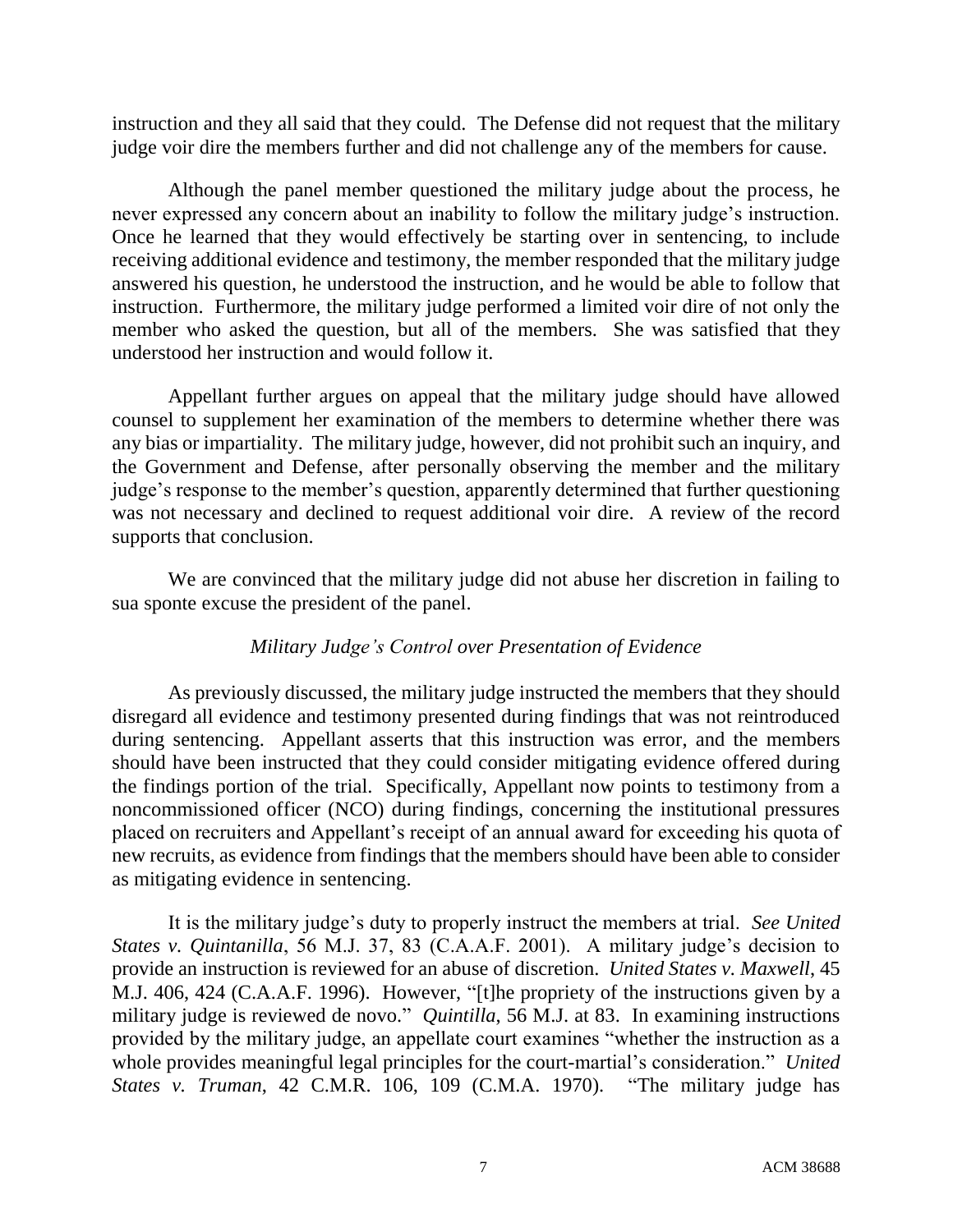instruction and they all said that they could. The Defense did not request that the military judge voir dire the members further and did not challenge any of the members for cause.

Although the panel member questioned the military judge about the process, he never expressed any concern about an inability to follow the military judge's instruction. Once he learned that they would effectively be starting over in sentencing, to include receiving additional evidence and testimony, the member responded that the military judge answered his question, he understood the instruction, and he would be able to follow that instruction. Furthermore, the military judge performed a limited voir dire of not only the member who asked the question, but all of the members. She was satisfied that they understood her instruction and would follow it.

Appellant further argues on appeal that the military judge should have allowed counsel to supplement her examination of the members to determine whether there was any bias or impartiality. The military judge, however, did not prohibit such an inquiry, and the Government and Defense, after personally observing the member and the military judge's response to the member's question, apparently determined that further questioning was not necessary and declined to request additional voir dire. A review of the record supports that conclusion.

We are convinced that the military judge did not abuse her discretion in failing to sua sponte excuse the president of the panel.

### *Military Judge's Control over Presentation of Evidence*

As previously discussed, the military judge instructed the members that they should disregard all evidence and testimony presented during findings that was not reintroduced during sentencing. Appellant asserts that this instruction was error, and the members should have been instructed that they could consider mitigating evidence offered during the findings portion of the trial. Specifically, Appellant now points to testimony from a noncommissioned officer (NCO) during findings, concerning the institutional pressures placed on recruiters and Appellant's receipt of an annual award for exceeding his quota of new recruits, as evidence from findings that the members should have been able to consider as mitigating evidence in sentencing.

It is the military judge's duty to properly instruct the members at trial. *See United States v. Quintanilla*, 56 M.J. 37, 83 (C.A.A.F. 2001). A military judge's decision to provide an instruction is reviewed for an abuse of discretion. *United States v. Maxwell*, 45 M.J. 406, 424 (C.A.A.F. 1996). However, "[t]he propriety of the instructions given by a military judge is reviewed de novo." *Quintilla*, 56 M.J. at 83. In examining instructions provided by the military judge, an appellate court examines "whether the instruction as a whole provides meaningful legal principles for the court-martial's consideration." *United States v. Truman*, 42 C.M.R. 106, 109 (C.M.A. 1970). "The military judge has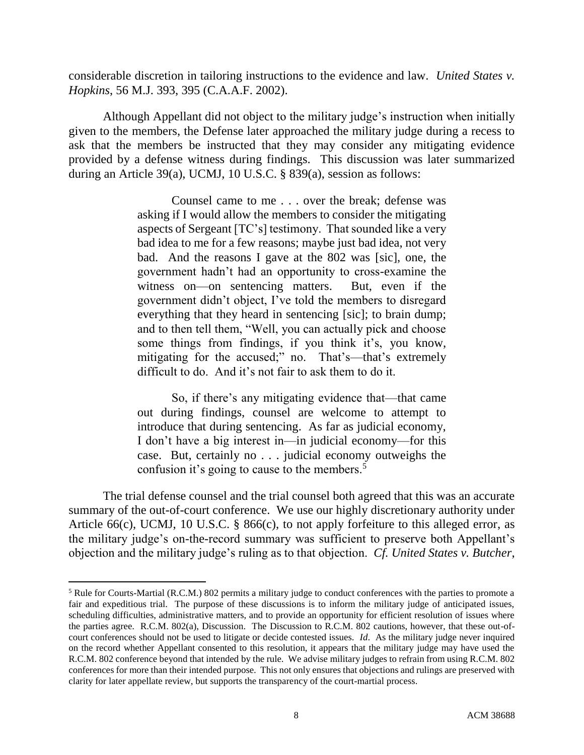considerable discretion in tailoring instructions to the evidence and law. *United States v. Hopkins*, 56 M.J. 393, 395 (C.A.A.F. 2002).

Although Appellant did not object to the military judge's instruction when initially given to the members, the Defense later approached the military judge during a recess to ask that the members be instructed that they may consider any mitigating evidence provided by a defense witness during findings. This discussion was later summarized during an Article 39(a), UCMJ, 10 U.S.C. § 839(a), session as follows:

> Counsel came to me . . . over the break; defense was asking if I would allow the members to consider the mitigating aspects of Sergeant [TC's] testimony. That sounded like a very bad idea to me for a few reasons; maybe just bad idea, not very bad. And the reasons I gave at the 802 was [sic], one, the government hadn't had an opportunity to cross-examine the witness on—on sentencing matters. But, even if the government didn't object, I've told the members to disregard everything that they heard in sentencing [sic]; to brain dump; and to then tell them, "Well, you can actually pick and choose some things from findings, if you think it's, you know, mitigating for the accused;" no. That's—that's extremely difficult to do. And it's not fair to ask them to do it.
>
> So, if there's any mitigating evidence that—that came out during findings, counsel are welcome to attempt to introduce that during sentencing. As far as judicial economy, I don't have a big interest in—in judicial economy—for this case. But, certainly no . . . judicial economy outweighs the confusion it's going to cause to the members.[5]

The trial defense counsel and the trial counsel both agreed that this was an accurate summary of the out-of-court conference. We use our highly discretionary authority under Article 66(c), UCMJ, 10 U.S.C. § 866(c), to not apply forfeiture to this alleged error, as the military judge's on-the-record summary was sufficient to preserve both Appellant's objection and the military judge's ruling as to that objection. *Cf. United States v. Butcher*,

---

[5] Rule for Courts-Martial (R.C.M.) 802 permits a military judge to conduct conferences with the parties to promote a fair and expeditious trial. The purpose of these discussions is to inform the military judge of anticipated issues, scheduling difficulties, administrative matters, and to provide an opportunity for efficient resolution of issues where the parties agree. R.C.M. 802(a), Discussion. The Discussion to R.C.M. 802 cautions, however, that these out-of-court conferences should not be used to litigate or decide contested issues. *Id*. As the military judge never inquired on the record whether Appellant consented to this resolution, it appears that the military judge may have used the R.C.M. 802 conference beyond that intended by the rule. We advise military judges to refrain from using R.C.M. 802 conferences for more than their intended purpose. This not only ensures that objections and rulings are preserved with clarity for later appellate review, but supports the transparency of the court-martial process.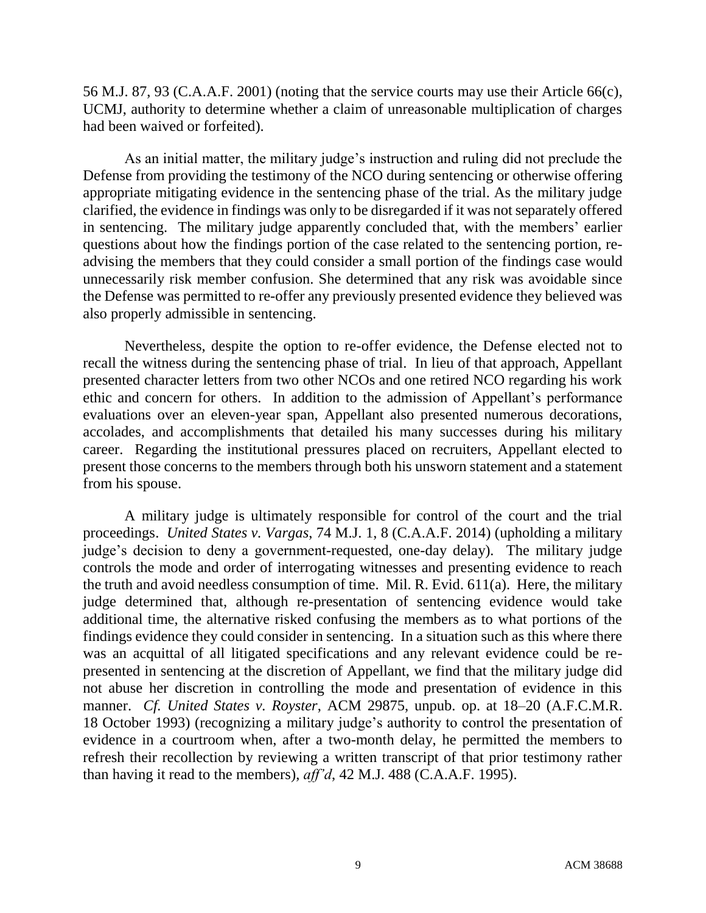56 M.J. 87, 93 (C.A.A.F. 2001) (noting that the service courts may use their Article 66(c), UCMJ, authority to determine whether a claim of unreasonable multiplication of charges had been waived or forfeited).

As an initial matter, the military judge's instruction and ruling did not preclude the Defense from providing the testimony of the NCO during sentencing or otherwise offering appropriate mitigating evidence in the sentencing phase of the trial. As the military judge clarified, the evidence in findings was only to be disregarded if it was not separately offered in sentencing. The military judge apparently concluded that, with the members' earlier questions about how the findings portion of the case related to the sentencing portion, re-advising the members that they could consider a small portion of the findings case would unnecessarily risk member confusion. She determined that any risk was avoidable since the Defense was permitted to re-offer any previously presented evidence they believed was also properly admissible in sentencing.

Nevertheless, despite the option to re-offer evidence, the Defense elected not to recall the witness during the sentencing phase of trial. In lieu of that approach, Appellant presented character letters from two other NCOs and one retired NCO regarding his work ethic and concern for others. In addition to the admission of Appellant's performance evaluations over an eleven-year span, Appellant also presented numerous decorations, accolades, and accomplishments that detailed his many successes during his military career. Regarding the institutional pressures placed on recruiters, Appellant elected to present those concerns to the members through both his unsworn statement and a statement from his spouse.

A military judge is ultimately responsible for control of the court and the trial proceedings. *United States v. Vargas*, 74 M.J. 1, 8 (C.A.A.F. 2014) (upholding a military judge's decision to deny a government-requested, one-day delay). The military judge controls the mode and order of interrogating witnesses and presenting evidence to reach the truth and avoid needless consumption of time. Mil. R. Evid. 611(a). Here, the military judge determined that, although re-presentation of sentencing evidence would take additional time, the alternative risked confusing the members as to what portions of the findings evidence they could consider in sentencing. In a situation such as this where there was an acquittal of all litigated specifications and any relevant evidence could be re-presented in sentencing at the discretion of Appellant, we find that the military judge did not abuse her discretion in controlling the mode and presentation of evidence in this manner. *Cf. United States v. Royster*, ACM 29875, unpub. op. at 18–20 (A.F.C.M.R. 18 October 1993) (recognizing a military judge's authority to control the presentation of evidence in a courtroom when, after a two-month delay, he permitted the members to refresh their recollection by reviewing a written transcript of that prior testimony rather than having it read to the members), *aff'd*, 42 M.J. 488 (C.A.A.F. 1995).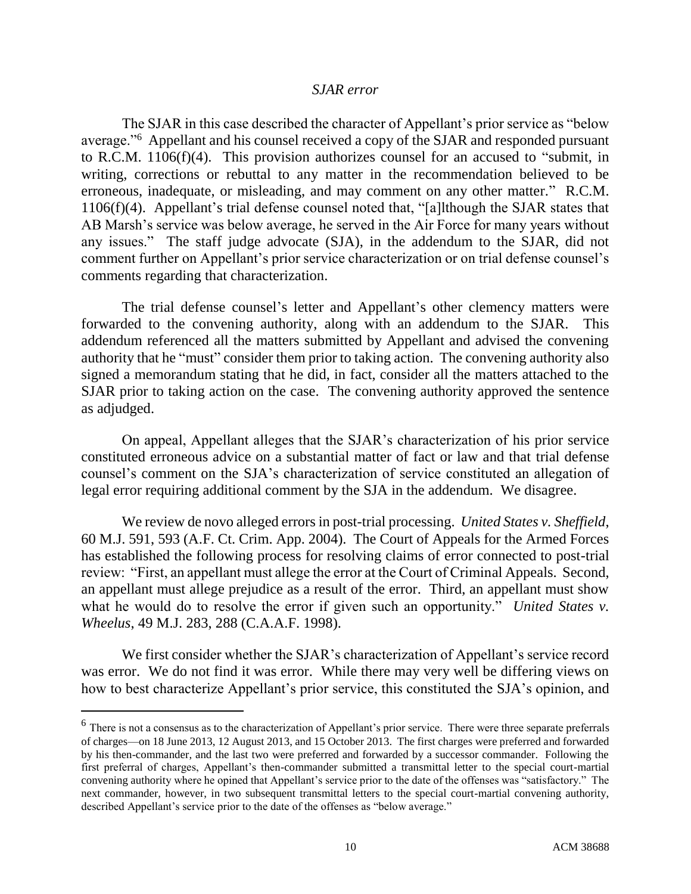*SJAR error*

The SJAR in this case described the character of Appellant's prior service as "below average."[6] Appellant and his counsel received a copy of the SJAR and responded pursuant to R.C.M. 1106(f)(4). This provision authorizes counsel for an accused to "submit, in writing, corrections or rebuttal to any matter in the recommendation believed to be erroneous, inadequate, or misleading, and may comment on any other matter." R.C.M. 1106(f)(4). Appellant's trial defense counsel noted that, "[a]lthough the SJAR states that AB Marsh's service was below average, he served in the Air Force for many years without any issues." The staff judge advocate (SJA), in the addendum to the SJAR, did not comment further on Appellant's prior service characterization or on trial defense counsel's comments regarding that characterization.

The trial defense counsel's letter and Appellant's other clemency matters were forwarded to the convening authority, along with an addendum to the SJAR. This addendum referenced all the matters submitted by Appellant and advised the convening authority that he "must" consider them prior to taking action. The convening authority also signed a memorandum stating that he did, in fact, consider all the matters attached to the SJAR prior to taking action on the case. The convening authority approved the sentence as adjudged.

On appeal, Appellant alleges that the SJAR's characterization of his prior service constituted erroneous advice on a substantial matter of fact or law and that trial defense counsel's comment on the SJA's characterization of service constituted an allegation of legal error requiring additional comment by the SJA in the addendum. We disagree.

We review de novo alleged errors in post-trial processing. *United States v. Sheffield*, 60 M.J. 591, 593 (A.F. Ct. Crim. App. 2004). The Court of Appeals for the Armed Forces has established the following process for resolving claims of error connected to post-trial review: "First, an appellant must allege the error at the Court of Criminal Appeals. Second, an appellant must allege prejudice as a result of the error. Third, an appellant must show what he would do to resolve the error if given such an opportunity." *United States v. Wheelus*, 49 M.J. 283, 288 (C.A.A.F. 1998).

We first consider whether the SJAR's characterization of Appellant's service record was error. We do not find it was error. While there may very well be differing views on how to best characterize Appellant's prior service, this constituted the SJA's opinion, and

---

[6] There is not a consensus as to the characterization of Appellant's prior service. There were three separate preferrals of charges—on 18 June 2013, 12 August 2013, and 15 October 2013. The first charges were preferred and forwarded by his then-commander, and the last two were preferred and forwarded by a successor commander. Following the first preferral of charges, Appellant's then-commander submitted a transmittal letter to the special court-martial convening authority where he opined that Appellant's service prior to the date of the offenses was "satisfactory." The next commander, however, in two subsequent transmittal letters to the special court-martial convening authority, described Appellant's service prior to the date of the offenses as "below average."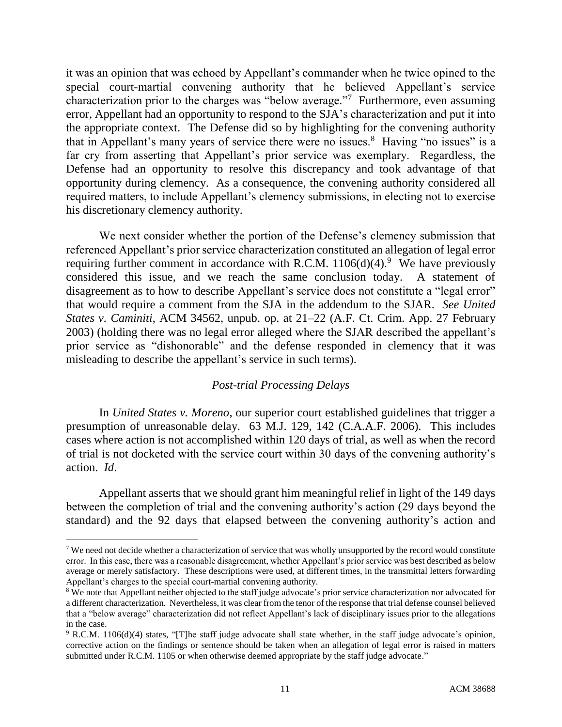it was an opinion that was echoed by Appellant's commander when he twice opined to the special court-martial convening authority that he believed Appellant's service characterization prior to the charges was "below average."[7] Furthermore, even assuming error, Appellant had an opportunity to respond to the SJA's characterization and put it into the appropriate context. The Defense did so by highlighting for the convening authority that in Appellant's many years of service there were no issues.[8] Having "no issues" is a far cry from asserting that Appellant's prior service was exemplary. Regardless, the Defense had an opportunity to resolve this discrepancy and took advantage of that opportunity during clemency. As a consequence, the convening authority considered all required matters, to include Appellant's clemency submissions, in electing not to exercise his discretionary clemency authority.

We next consider whether the portion of the Defense's clemency submission that referenced Appellant's prior service characterization constituted an allegation of legal error requiring further comment in accordance with R.C.M. 1106(d)(4).[9] We have previously considered this issue, and we reach the same conclusion today. A statement of disagreement as to how to describe Appellant's service does not constitute a "legal error" that would require a comment from the SJA in the addendum to the SJAR. *See United States v. Caminiti*, ACM 34562, unpub. op. at 21–22 (A.F. Ct. Crim. App. 27 February 2003) (holding there was no legal error alleged where the SJAR described the appellant's prior service as "dishonorable" and the defense responded in clemency that it was misleading to describe the appellant's service in such terms).

### *Post-trial Processing Delays*

In *United States v. Moreno*, our superior court established guidelines that trigger a presumption of unreasonable delay. 63 M.J. 129, 142 (C.A.A.F. 2006). This includes cases where action is not accomplished within 120 days of trial, as well as when the record of trial is not docketed with the service court within 30 days of the convening authority's action. *Id*.

Appellant asserts that we should grant him meaningful relief in light of the 149 days between the completion of trial and the convening authority's action (29 days beyond the standard) and the 92 days that elapsed between the convening authority's action and

---

[7] We need not decide whether a characterization of service that was wholly unsupported by the record would constitute error. In this case, there was a reasonable disagreement, whether Appellant's prior service was best described as below average or merely satisfactory. These descriptions were used, at different times, in the transmittal letters forwarding Appellant's charges to the special court-martial convening authority.

[8] We note that Appellant neither objected to the staff judge advocate's prior service characterization nor advocated for a different characterization. Nevertheless, it was clear from the tenor of the response that trial defense counsel believed that a "below average" characterization did not reflect Appellant's lack of disciplinary issues prior to the allegations in the case.

[9] R.C.M. 1106(d)(4) states, "[T]he staff judge advocate shall state whether, in the staff judge advocate's opinion, corrective action on the findings or sentence should be taken when an allegation of legal error is raised in matters submitted under R.C.M. 1105 or when otherwise deemed appropriate by the staff judge advocate."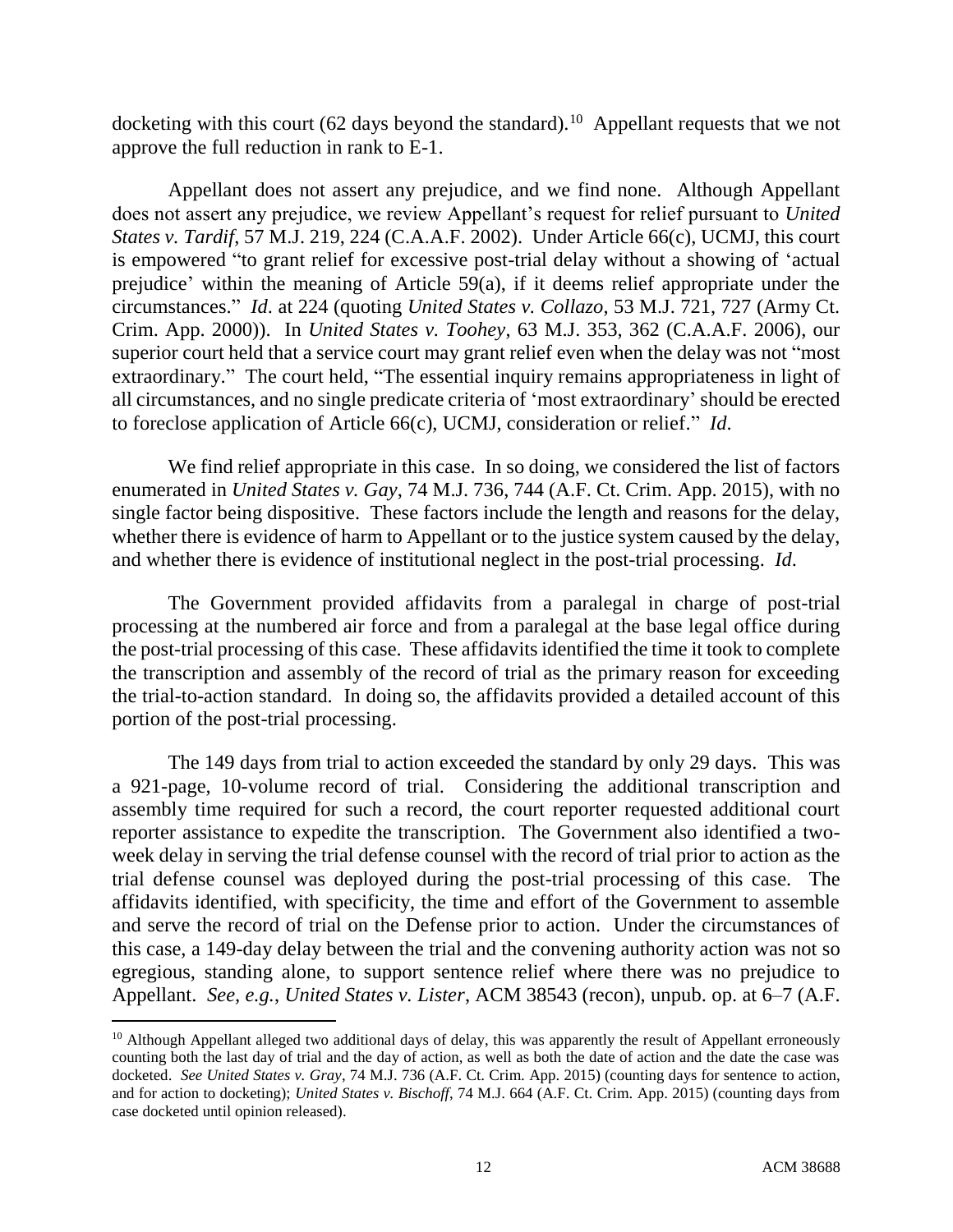docketing with this court (62 days beyond the standard).[10] Appellant requests that we not approve the full reduction in rank to E-1.

Appellant does not assert any prejudice, and we find none. Although Appellant does not assert any prejudice, we review Appellant's request for relief pursuant to *United States v. Tardif*, 57 M.J. 219, 224 (C.A.A.F. 2002). Under Article 66(c), UCMJ, this court is empowered "to grant relief for excessive post-trial delay without a showing of 'actual prejudice' within the meaning of Article 59(a), if it deems relief appropriate under the circumstances." *Id.* at 224 (quoting *United States v. Collazo*, 53 M.J. 721, 727 (Army Ct. Crim. App. 2000)). In *United States v. Toohey*, 63 M.J. 353, 362 (C.A.A.F. 2006), our superior court held that a service court may grant relief even when the delay was not "most extraordinary." The court held, "The essential inquiry remains appropriateness in light of all circumstances, and no single predicate criteria of 'most extraordinary' should be erected to foreclose application of Article 66(c), UCMJ, consideration or relief." *Id.*

We find relief appropriate in this case. In so doing, we considered the list of factors enumerated in *United States v. Gay*, 74 M.J. 736, 744 (A.F. Ct. Crim. App. 2015), with no single factor being dispositive. These factors include the length and reasons for the delay, whether there is evidence of harm to Appellant or to the justice system caused by the delay, and whether there is evidence of institutional neglect in the post-trial processing. *Id.*

The Government provided affidavits from a paralegal in charge of post-trial processing at the numbered air force and from a paralegal at the base legal office during the post-trial processing of this case. These affidavits identified the time it took to complete the transcription and assembly of the record of trial as the primary reason for exceeding the trial-to-action standard. In doing so, the affidavits provided a detailed account of this portion of the post-trial processing.

The 149 days from trial to action exceeded the standard by only 29 days. This was a 921-page, 10-volume record of trial. Considering the additional transcription and assembly time required for such a record, the court reporter requested additional court reporter assistance to expedite the transcription. The Government also identified a two-week delay in serving the trial defense counsel with the record of trial prior to action as the trial defense counsel was deployed during the post-trial processing of this case. The affidavits identified, with specificity, the time and effort of the Government to assemble and serve the record of trial on the Defense prior to action. Under the circumstances of this case, a 149-day delay between the trial and the convening authority action was not so egregious, standing alone, to support sentence relief where there was no prejudice to Appellant. *See, e.g.*, *United States v. Lister*, ACM 38543 (recon), unpub. op. at 6–7 (A.F.

---

[10] Although Appellant alleged two additional days of delay, this was apparently the result of Appellant erroneously counting both the last day of trial and the day of action, as well as both the date of action and the date the case was docketed. *See United States v. Gray*, 74 M.J. 736 (A.F. Ct. Crim. App. 2015) (counting days for sentence to action, and for action to docketing); *United States v. Bischoff*, 74 M.J. 664 (A.F. Ct. Crim. App. 2015) (counting days from case docketed until opinion released).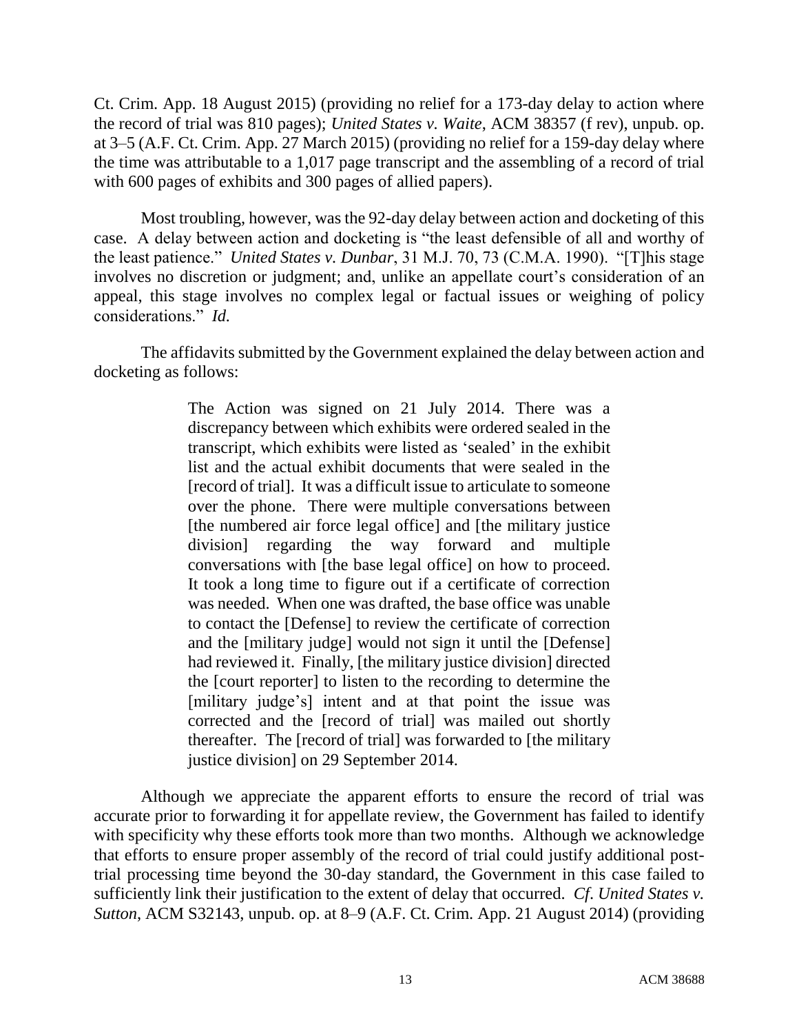Ct. Crim. App. 18 August 2015) (providing no relief for a 173-day delay to action where the record of trial was 810 pages); *United States v. Waite*, ACM 38357 (f rev), unpub. op. at 3–5 (A.F. Ct. Crim. App. 27 March 2015) (providing no relief for a 159-day delay where the time was attributable to a 1,017 page transcript and the assembling of a record of trial with 600 pages of exhibits and 300 pages of allied papers).

Most troubling, however, was the 92-day delay between action and docketing of this case. A delay between action and docketing is "the least defensible of all and worthy of the least patience." *United States v. Dunbar*, 31 M.J. 70, 73 (C.M.A. 1990). "[T]his stage involves no discretion or judgment; and, unlike an appellate court's consideration of an appeal, this stage involves no complex legal or factual issues or weighing of policy considerations." *Id.*

The affidavits submitted by the Government explained the delay between action and docketing as follows:

> The Action was signed on 21 July 2014. There was a discrepancy between which exhibits were ordered sealed in the transcript, which exhibits were listed as 'sealed' in the exhibit list and the actual exhibit documents that were sealed in the [record of trial]. It was a difficult issue to articulate to someone over the phone. There were multiple conversations between [the numbered air force legal office] and [the military justice division] regarding the way forward and multiple conversations with [the base legal office] on how to proceed. It took a long time to figure out if a certificate of correction was needed. When one was drafted, the base office was unable to contact the [Defense] to review the certificate of correction and the [military judge] would not sign it until the [Defense] had reviewed it. Finally, [the military justice division] directed the [court reporter] to listen to the recording to determine the [military judge's] intent and at that point the issue was corrected and the [record of trial] was mailed out shortly thereafter. The [record of trial] was forwarded to [the military justice division] on 29 September 2014.

Although we appreciate the apparent efforts to ensure the record of trial was accurate prior to forwarding it for appellate review, the Government has failed to identify with specificity why these efforts took more than two months. Although we acknowledge that efforts to ensure proper assembly of the record of trial could justify additional post-trial processing time beyond the 30-day standard, the Government in this case failed to sufficiently link their justification to the extent of delay that occurred. *Cf. United States v. Sutton*, ACM S32143, unpub. op. at 8–9 (A.F. Ct. Crim. App. 21 August 2014) (providing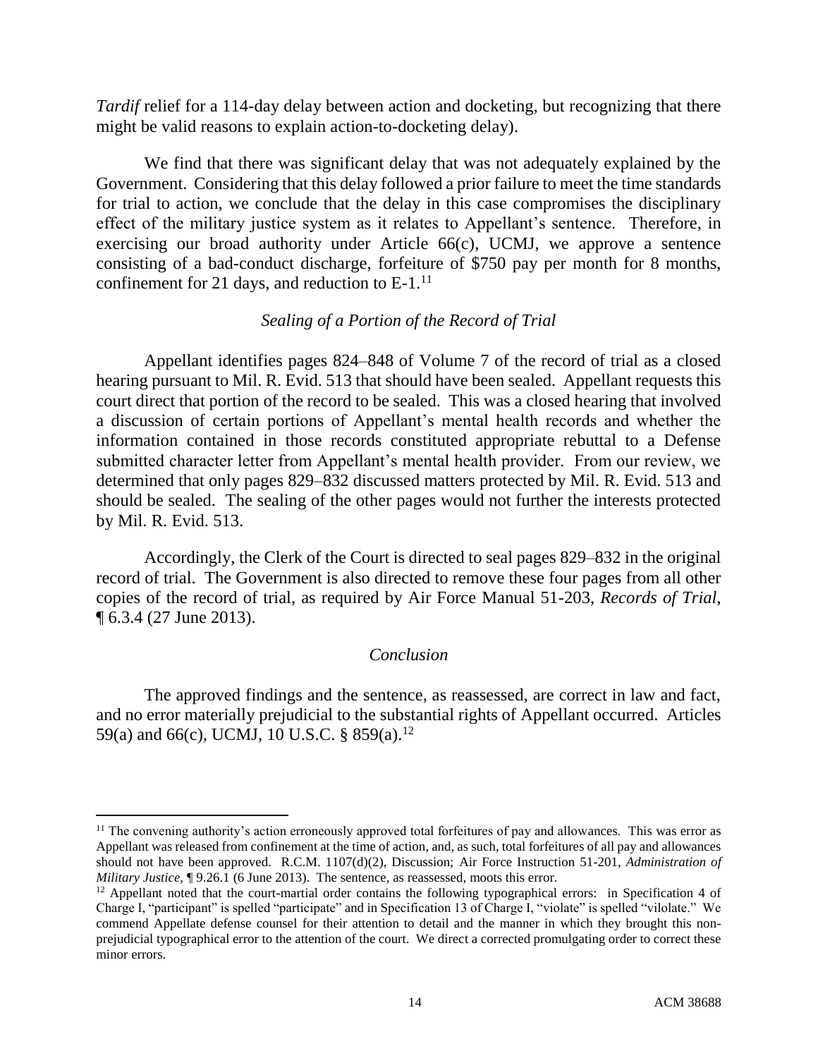*Tardif* relief for a 114-day delay between action and docketing, but recognizing that there might be valid reasons to explain action-to-docketing delay).

We find that there was significant delay that was not adequately explained by the Government. Considering that this delay followed a prior failure to meet the time standards for trial to action, we conclude that the delay in this case compromises the disciplinary effect of the military justice system as it relates to Appellant's sentence. Therefore, in exercising our broad authority under Article 66(c), UCMJ, we approve a sentence consisting of a bad-conduct discharge, forfeiture of $750 pay per month for 8 months, confinement for 21 days, and reduction to E-1.[11]

*Sealing of a Portion of the Record of Trial*

Appellant identifies pages 824–848 of Volume 7 of the record of trial as a closed hearing pursuant to Mil. R. Evid. 513 that should have been sealed. Appellant requests this court direct that portion of the record to be sealed. This was a closed hearing that involved a discussion of certain portions of Appellant's mental health records and whether the information contained in those records constituted appropriate rebuttal to a Defense submitted character letter from Appellant's mental health provider. From our review, we determined that only pages 829–832 discussed matters protected by Mil. R. Evid. 513 and should be sealed. The sealing of the other pages would not further the interests protected by Mil. R. Evid. 513.

Accordingly, the Clerk of the Court is directed to seal pages 829–832 in the original record of trial. The Government is also directed to remove these four pages from all other copies of the record of trial, as required by Air Force Manual 51-203, *Records of Trial*, ¶ 6.3.4 (27 June 2013).

*Conclusion*

The approved findings and the sentence, as reassessed, are correct in law and fact, and no error materially prejudicial to the substantial rights of Appellant occurred. Articles 59(a) and 66(c), UCMJ, 10 U.S.C. § 859(a).[12]

---

[11] The convening authority's action erroneously approved total forfeitures of pay and allowances. This was error as Appellant was released from confinement at the time of action, and, as such, total forfeitures of all pay and allowances should not have been approved. R.C.M. 1107(d)(2), Discussion; Air Force Instruction 51-201, *Administration of Military Justice*, ¶ 9.26.1 (6 June 2013). The sentence, as reassessed, moots this error.

[12] Appellant noted that the court-martial order contains the following typographical errors: in Specification 4 of Charge I, "participant" is spelled "participate" and in Specification 13 of Charge I, "violate" is spelled "vilolate." We commend Appellate defense counsel for their attention to detail and the manner in which they brought this non-prejudicial typographical error to the attention of the court. We direct a corrected promulgating order to correct these minor errors.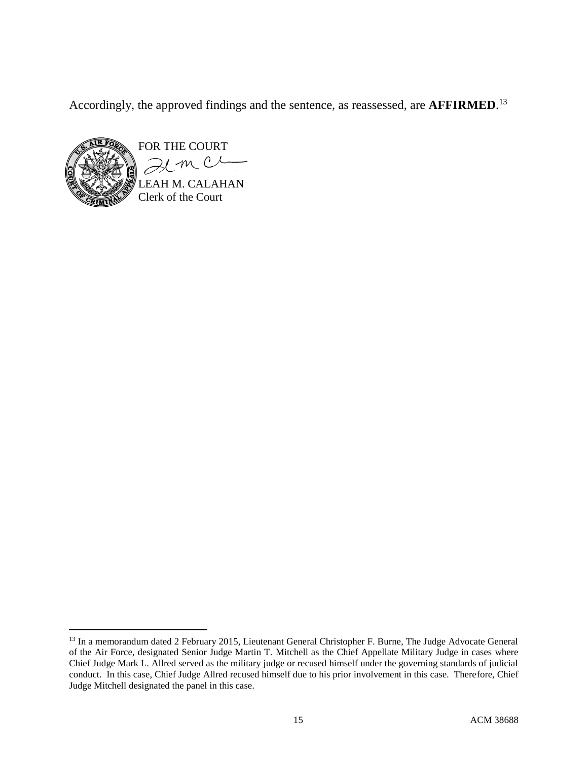Accordingly, the approved findings and the sentence, as reassessed, are **AFFIRMED**.[13]

FOR THE COURT

LEAH M. CALAHAN
Clerk of the Court

[13] In a memorandum dated 2 February 2015, Lieutenant General Christopher F. Burne, The Judge Advocate General of the Air Force, designated Senior Judge Martin T. Mitchell as the Chief Appellate Military Judge in cases where Chief Judge Mark L. Allred served as the military judge or recused himself under the governing standards of judicial conduct. In this case, Chief Judge Allred recused himself due to his prior involvement in this case. Therefore, Chief Judge Mitchell designated the panel in this case.